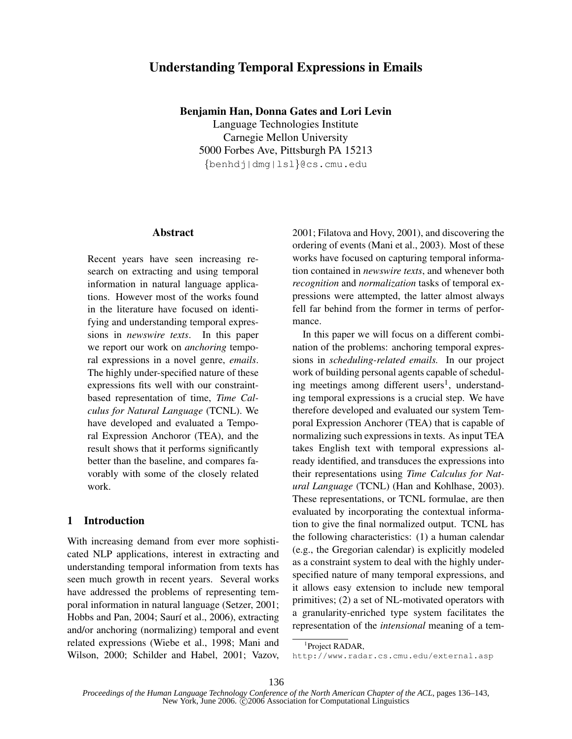# Understanding Temporal Expressions in Emails

**Benjamin Han, Donna Gates and Lori Levin**
Language Technologies Institute
Carnegie Mellon University
5000 Forbes Ave, Pittsburgh PA 15213
{benhdj|dmg|lsl}@cs.cmu.edu

## Abstract

Recent years have seen increasing research on extracting and using temporal information in natural language applications. However most of the works found in the literature have focused on identifying and understanding temporal expressions in *newswire texts*. In this paper we report our work on *anchoring* temporal expressions in a novel genre, *emails*. The highly under-specified nature of these expressions fits well with our constraint-based representation of time, *Time Calculus for Natural Language* (TCNL). We have developed and evaluated a Temporal Expression Anchoror (TEA), and the result shows that it performs significantly better than the baseline, and compares favorably with some of the closely related work.

## 1 Introduction

With increasing demand from ever more sophisticated NLP applications, interest in extracting and understanding temporal information from texts has seen much growth in recent years. Several works have addressed the problems of representing temporal information in natural language (Setzer, 2001; Hobbs and Pan, 2004; Saurí et al., 2006), extracting and/or anchoring (normalizing) temporal and event related expressions (Wiebe et al., 1998; Mani and Wilson, 2000; Schilder and Habel, 2001; Vazov, 2001; Filatova and Hovy, 2001), and discovering the ordering of events (Mani et al., 2003). Most of these works have focused on capturing temporal information contained in *newswire texts*, and whenever both *recognition* and *normalization* tasks of temporal expressions were attempted, the latter almost always fell far behind from the former in terms of performance.

In this paper we will focus on a different combination of the problems: anchoring temporal expressions in *scheduling-related emails.* In our project work of building personal agents capable of scheduling meetings among different users[1], understanding temporal expressions is a crucial step. We have therefore developed and evaluated our system Temporal Expression Anchorer (TEA) that is capable of normalizing such expressions in texts. As input TEA takes English text with temporal expressions already identified, and transduces the expressions into their representations using *Time Calculus for Natural Language* (TCNL) (Han and Kohlhase, 2003). These representations, or TCNL formulae, are then evaluated by incorporating the contextual information to give the final normalized output. TCNL has the following characteristics: (1) a human calendar (e.g., the Gregorian calendar) is explicitly modeled as a constraint system to deal with the highly under-specified nature of many temporal expressions, and it allows easy extension to include new temporal primitives; (2) a set of NL-motivated operators with a granularity-enriched type system facilitates the representation of the *intensional* meaning of a tem-

[1] Project RADAR, http://www.radar.cs.cmu.edu/external.asp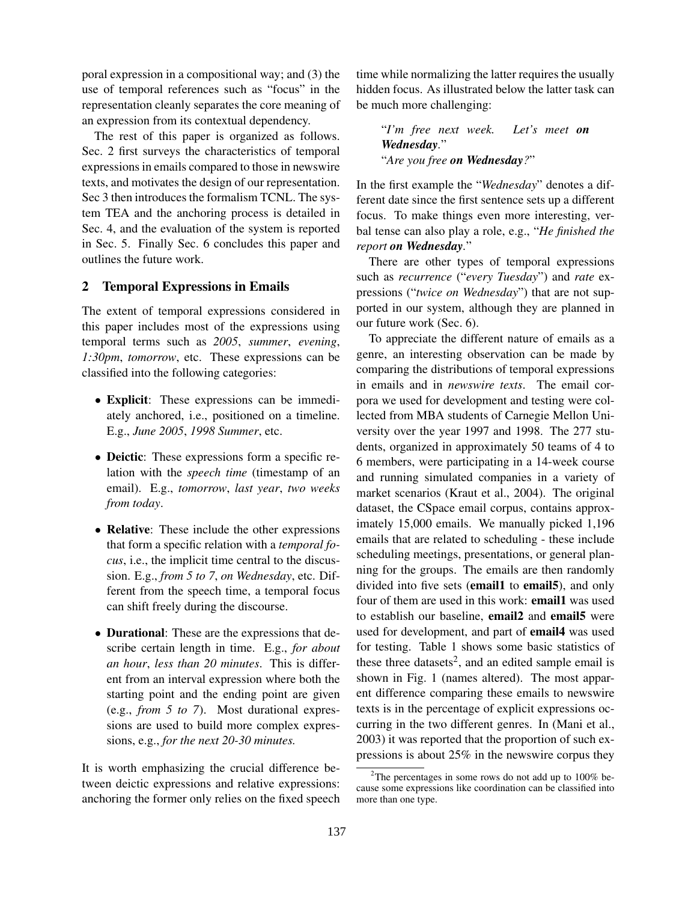poral expression in a compositional way; and (3) the use of temporal references such as "focus" in the representation cleanly separates the core meaning of an expression from its contextual dependency.

The rest of this paper is organized as follows. Sec. 2 first surveys the characteristics of temporal expressions in emails compared to those in newswire texts, and motivates the design of our representation. Sec 3 then introduces the formalism TCNL. The system TEA and the anchoring process is detailed in Sec. 4, and the evaluation of the system is reported in Sec. 5. Finally Sec. 6 concludes this paper and outlines the future work.

## 2 Temporal Expressions in Emails

The extent of temporal expressions considered in this paper includes most of the expressions using temporal terms such as *2005*, *summer*, *evening*, *1:30pm*, *tomorrow*, etc. These expressions can be classified into the following categories:

- **Explicit**: These expressions can be immediately anchored, i.e., positioned on a timeline. E.g., *June 2005*, *1998 Summer*, etc.
- **Deictic**: These expressions form a specific relation with the *speech time* (timestamp of an email). E.g., *tomorrow*, *last year*, *two weeks from today*.
- **Relative**: These include the other expressions that form a specific relation with a *temporal focus*, i.e., the implicit time central to the discussion. E.g., *from 5 to 7*, *on Wednesday*, etc. Different from the speech time, a temporal focus can shift freely during the discourse.
- **Durational**: These are the expressions that describe certain length in time. E.g., *for about an hour*, *less than 20 minutes*. This is different from an interval expression where both the starting point and the ending point are given (e.g., *from 5 to 7*). Most durational expressions are used to build more complex expressions, e.g., *for the next 20-30 minutes.*

It is worth emphasizing the crucial difference between deictic expressions and relative expressions: anchoring the former only relies on the fixed speech time while normalizing the latter requires the usually hidden focus. As illustrated below the latter task can be much more challenging:

> "*I'm free next week. Let's meet **on Wednesday**.*"
> "*Are you free **on Wednesday**?*"

In the first example the "*Wednesday*" denotes a different date since the first sentence sets up a different focus. To make things even more interesting, verbal tense can also play a role, e.g., "*He finished the report **on Wednesday**.*"

There are other types of temporal expressions such as *recurrence* ("*every Tuesday*") and *rate* expressions ("*twice on Wednesday*") that are not supported in our system, although they are planned in our future work (Sec. 6).

To appreciate the different nature of emails as a genre, an interesting observation can be made by comparing the distributions of temporal expressions in emails and in *newswire texts*. The email corpora we used for development and testing were collected from MBA students of Carnegie Mellon University over the year 1997 and 1998. The 277 students, organized in approximately 50 teams of 4 to 6 members, were participating in a 14-week course and running simulated companies in a variety of market scenarios (Kraut et al., 2004). The original dataset, the CSpace email corpus, contains approximately 15,000 emails. We manually picked 1,196 emails that are related to scheduling - these include scheduling meetings, presentations, or general planning for the groups. The emails are then randomly divided into five sets (**email1** to **email5**), and only four of them are used in this work: **email1** was used to establish our baseline, **email2** and **email5** were used for development, and part of **email4** was used for testing. Table 1 shows some basic statistics of these three datasets[2], and an edited sample email is shown in Fig. 1 (names altered). The most apparent difference comparing these emails to newswire texts is in the percentage of explicit expressions occurring in the two different genres. In (Mani et al., 2003) it was reported that the proportion of such expressions is about 25% in the newswire corpus they

[2]The percentages in some rows do not add up to 100% because some expressions like coordination can be classified into more than one type.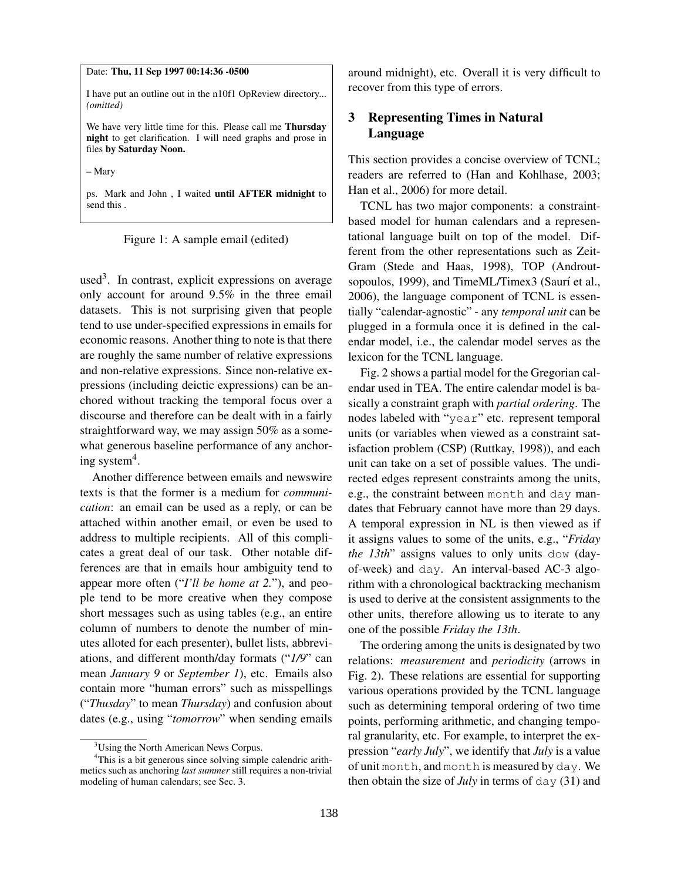Date: **Thu, 11 Sep 1997 00:14:36 -0500**

I have put an outline out in the n10f1 OpReview directory... *(omitted)*

We have very little time for this. Please call me **Thursday night** to get clarification. I will need graphs and prose in files **by Saturday Noon.**

– Mary

ps. Mark and John , I waited **until AFTER midnight** to send this .

Figure 1: A sample email (edited)

used[3]. In contrast, explicit expressions on average only account for around 9.5% in the three email datasets. This is not surprising given that people tend to use under-specified expressions in emails for economic reasons. Another thing to note is that there are roughly the same number of relative expressions and non-relative expressions. Since non-relative expressions (including deictic expressions) can be anchored without tracking the temporal focus over a discourse and therefore can be dealt with in a fairly straightforward way, we may assign 50% as a somewhat generous baseline performance of any anchoring system[4].

Another difference between emails and newswire texts is that the former is a medium for *communication*: an email can be used as a reply, or can be attached within another email, or even be used to address to multiple recipients. All of this complicates a great deal of our task. Other notable differences are that in emails hour ambiguity tend to appear more often ("*I'll be home at 2.*"), and people tend to be more creative when they compose short messages such as using tables (e.g., an entire column of numbers to denote the number of minutes alloted for each presenter), bullet lists, abbreviations, and different month/day formats ("*1/9*" can mean *January 9* or *September 1*), etc. Emails also contain more "human errors" such as misspellings ("*Thusday*" to mean *Thursday*) and confusion about dates (e.g., using "*tomorrow*" when sending emails around midnight), etc. Overall it is very difficult to recover from this type of errors.

[3] Using the North American News Corpus.

[4] This is a bit generous since solving simple calendric arithmetics such as anchoring *last summer* still requires a non-trivial modeling of human calendars; see Sec. 3.

## 3 Representing Times in Natural Language

This section provides a concise overview of TCNL; readers are referred to (Han and Kohlhase, 2003; Han et al., 2006) for more detail.

TCNL has two major components: a constraint-based model for human calendars and a representational language built on top of the model. Different from the other representations such as ZeitGram (Stede and Haas, 1998), TOP (Androutsopoulos, 1999), and TimeML/Timex3 (Saurí et al., 2006), the language component of TCNL is essentially "calendar-agnostic" - any *temporal unit* can be plugged in a formula once it is defined in the calendar model, i.e., the calendar model serves as the lexicon for the TCNL language.

Fig. 2 shows a partial model for the Gregorian calendar used in TEA. The entire calendar model is basically a constraint graph with *partial ordering*. The nodes labeled with "`year`" etc. represent temporal units (or variables when viewed as a constraint satisfaction problem (CSP) (Ruttkay, 1998)), and each unit can take on a set of possible values. The undirected edges represent constraints among the units, e.g., the constraint between `month` and `day` mandates that February cannot have more than 29 days. A temporal expression in NL is then viewed as if it assigns values to some of the units, e.g., "*Friday the 13th*" assigns values to only units `dow` (day-of-week) and `day`. An interval-based AC-3 algorithm with a chronological backtracking mechanism is used to derive at the consistent assignments to the other units, therefore allowing us to iterate to any one of the possible *Friday the 13th*.

The ordering among the units is designated by two relations: *measurement* and *periodicity* (arrows in Fig. 2). These relations are essential for supporting various operations provided by the TCNL language such as determining temporal ordering of two time points, performing arithmetic, and changing temporal granularity, etc. For example, to interpret the expression "*early July*", we identify that *July* is a value of unit `month`, and `month` is measured by `day`. We then obtain the size of *July* in terms of `day` (31) and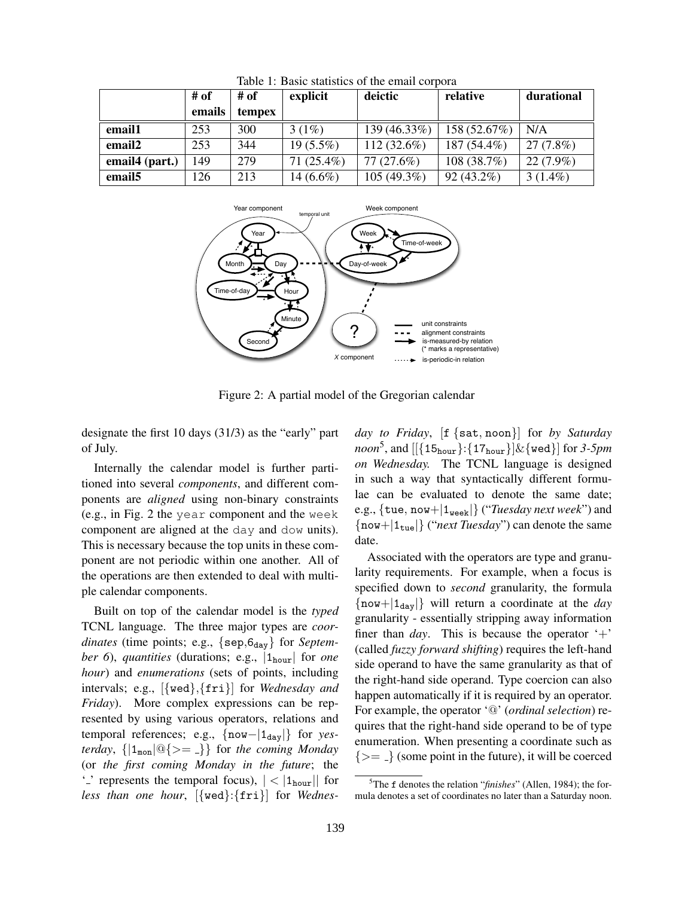Table 1: Basic statistics of the email corpora

|  | # of emails | # of tempex | explicit | deictic | relative | durational |
|---|---|---|---|---|---|---|
| **email1** | 253 | 300 | 3 (1%) | 139 (46.33%) | 158 (52.67%) | N/A |
| **email2** | 253 | 344 | 19 (5.5%) | 112 (32.6%) | 187 (54.4%) | 27 (7.8%) |
| **email4 (part.)** | 149 | 279 | 71 (25.4%) | 77 (27.6%) | 108 (38.7%) | 22 (7.9%) |
| **email5** | 126 | 213 | 14 (6.6%) | 105 (49.3%) | 92 (43.2%) | 3 (1.4%) |

Figure 2: A partial model of the Gregorian calendar

designate the first 10 days (31/3) as the "early" part of July.

Internally the calendar model is further partitioned into several *components*, and different components are *aligned* using non-binary constraints (e.g., in Fig. 2 the `year` component and the `week` component are aligned at the `day` and `dow` units). This is necessary because the top units in these component are not periodic within one another. All of the operations are then extended to deal with multiple calendar components.

Built on top of the calendar model is the *typed* TCNL language. The three major types are *coordinates* (time points; e.g., $\{\mathtt{sep}, \mathtt{6_{day}}\}$ for *September 6*), *quantities* (durations; e.g., $|\mathtt{1_{hour}}|$ for *one hour*) and *enumerations* (sets of points, including intervals; e.g., $[\{\mathtt{wed}\},\{\mathtt{fri}\}]$ for *Wednesday and Friday*). More complex expressions can be represented by using various operators, relations and temporal references; e.g., $\{\mathtt{now}-|\mathtt{1_{day}}|\}$ for *yesterday*, $\{|\mathtt{1_{mon}}|@\{>= \_\}\}$ for *the coming Monday* (or *the first coming Monday in the future*; the '\_' represents the temporal focus), $|<|\mathtt{1_{hour}}||$ for *less than one hour*, $[\{\mathtt{wed}\}:\{\mathtt{fri}\}]$ for *Wednesday to Friday*, $[\mathtt{f}\ \{\mathtt{sat}, \mathtt{noon}\}]$ for *by Saturday noon*[5], and $[[\{\mathtt{15_{hour}}\}:\{\mathtt{17_{hour}}\}]\&\{\mathtt{wed}\}]$ for *3-5pm on Wednesday*. The TCNL language is designed in such a way that syntactically different formulae can be evaluated to denote the same date; e.g., $\{\mathtt{tue}, \mathtt{now}+|\mathtt{1_{week}}|\}$ ("*Tuesday next week*") and $\{\mathtt{now}+|\mathtt{1_{tue}}|\}$ ("*next Tuesday*") can denote the same date.

Associated with the operators are type and granularity requirements. For example, when a focus is specified down to *second* granularity, the formula $\{\mathtt{now}+|\mathtt{1_{day}}|\}$ will return a coordinate at the *day* granularity - essentially stripping away information finer than *day*. This is because the operator '+' (called *fuzzy forward shifting*) requires the left-hand side operand to have the same granularity as that of the right-hand side operand. Type coercion can also happen automatically if it is required by an operator. For example, the operator '@' (*ordinal selection*) requires that the right-hand side operand to be of type enumeration. When presenting a coordinate such as $\{>= \_\}$ (some point in the future), it will be coerced

[5] The f denotes the relation "*finishes*" (Allen, 1984); the formula denotes a set of coordinates no later than a Saturday noon.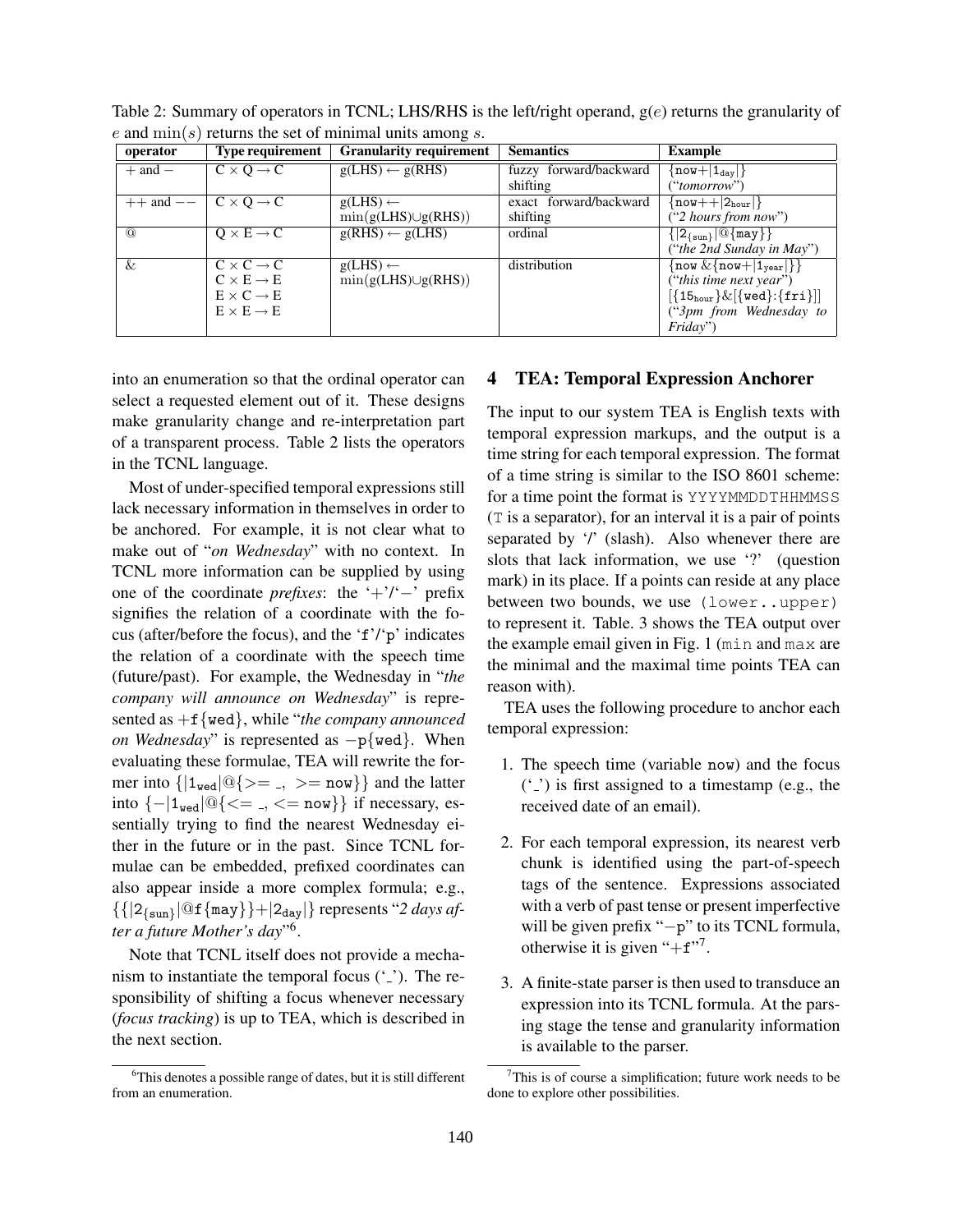Table 2: Summary of operators in TCNL; LHS/RHS is the left/right operand, g($e$) returns the granularity of $e$ and $\min(s)$ returns the set of minimal units among $s$.

| operator | Type requirement | Granularity requirement | Semantics | Example |
|---|---|---|---|---|
| $+$ and $-$ | $C \times Q \rightarrow C$ | g(LHS) $\leftarrow$ g(RHS) | fuzzy forward/backward shifting | $\{\texttt{now}+\|1_{\texttt{day}}\|\}$ ("*tomorrow*") |
| $++$ and $--$ | $C \times Q \rightarrow C$ | g(LHS) $\leftarrow$ min(g(LHS)$\cup$g(RHS)) | exact forward/backward shifting | $\{\texttt{now}++\|2_{\texttt{hour}}\|\}$ ("*2 hours from now*") |
| @ | $Q \times E \rightarrow C$ | g(RHS) $\leftarrow$ g(LHS) | ordinal | $\{\|2_{\{\texttt{sun}\}}\|@\{\texttt{may}\}\}$ ("*the 2nd Sunday in May*") |
| & | $C \times C \rightarrow C$<br>$C \times E \rightarrow E$<br>$E \times C \rightarrow E$<br>$E \times E \rightarrow E$ | g(LHS) $\leftarrow$ min(g(LHS)$\cup$g(RHS)) | distribution | $\{\texttt{now}\ \&\{\texttt{now}+\|1_{\texttt{year}}\|\}\}$ ("*this time next year*")<br>$[\{15_{\texttt{hour}}\}\&[\{\texttt{wed}\}:\{\texttt{fri}\}]]$ ("*3pm from Wednesday to Friday*") |

into an enumeration so that the ordinal operator can select a requested element out of it. These designs make granularity change and re-interpretation part of a transparent process. Table 2 lists the operators in the TCNL language.

Most of under-specified temporal expressions still lack necessary information in themselves in order to be anchored. For example, it is not clear what to make out of "*on Wednesday*" with no context. In TCNL more information can be supplied by using one of the coordinate *prefixes*: the '+'/'−' prefix signifies the relation of a coordinate with the focus (after/before the focus), and the 'f'/'p' indicates the relation of a coordinate with the speech time (future/past). For example, the Wednesday in "*the company will announce on Wednesday*" is represented as $+\texttt{f}\{\texttt{wed}\}$, while "*the company announced on Wednesday*" is represented as $-\texttt{p}\{\texttt{wed}\}$. When evaluating these formulae, TEA will rewrite the former into $\{|1_{\texttt{wed}}|@\{>= \_,\ >= \texttt{now}\}\}$ and the latter into $\{-|1_{\texttt{wed}}|@\{<= \_,\ <= \texttt{now}\}\}$ if necessary, essentially trying to find the nearest Wednesday either in the future or in the past. Since TCNL formulae can be embedded, prefixed coordinates can also appear inside a more complex formula; e.g., $\{\{|2_{\{\texttt{sun}\}}|@\texttt{f}\{\texttt{may}\}\}+|2_{\texttt{day}}|\}$ represents "*2 days after a future Mother's day*"[6].

Note that TCNL itself does not provide a mechanism to instantiate the temporal focus ('\_'). The responsibility of shifting a focus whenever necessary (*focus tracking*) is up to TEA, which is described in the next section.

## 4 TEA: Temporal Expression Anchorer

The input to our system TEA is English texts with temporal expression markups, and the output is a time string for each temporal expression. The format of a time string is similar to the ISO 8601 scheme: for a time point the format is `YYYYMMDDTHHMMSS` (`T` is a separator), for an interval it is a pair of points separated by '/' (slash). Also whenever there are slots that lack information, we use '?' (question mark) in its place. If a points can reside at any place between two bounds, we use `(lower..upper)` to represent it. Table. 3 shows the TEA output over the example email given in Fig. 1 (`min` and `max` are the minimal and the maximal time points TEA can reason with).

TEA uses the following procedure to anchor each temporal expression:

1. The speech time (variable `now`) and the focus ('\_') is first assigned to a timestamp (e.g., the received date of an email).
2. For each temporal expression, its nearest verb chunk is identified using the part-of-speech tags of the sentence. Expressions associated with a verb of past tense or present imperfective will be given prefix "−p" to its TCNL formula, otherwise it is given "+f"[7].
3. A finite-state parser is then used to transduce an expression into its TCNL formula. At the parsing stage the tense and granularity information is available to the parser.

[6] This denotes a possible range of dates, but it is still different from an enumeration.

[7] This is of course a simplification; future work needs to be done to explore other possibilities.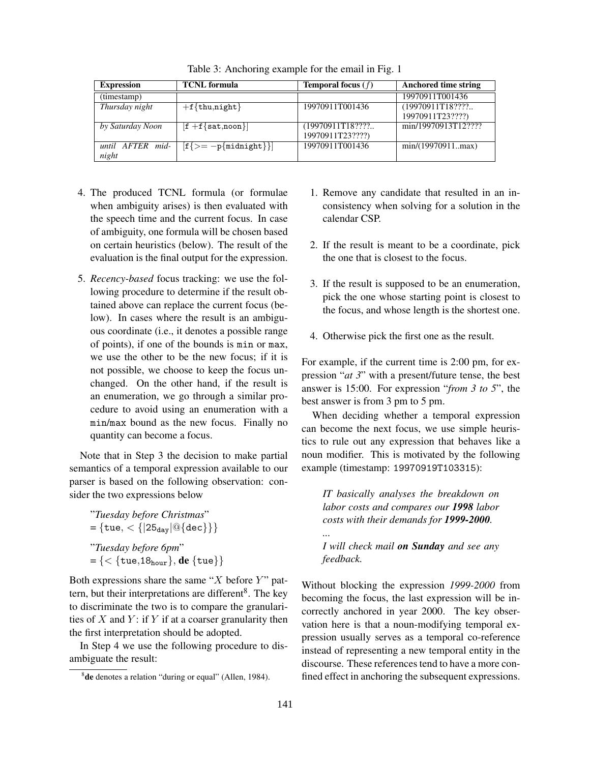Table 3: Anchoring example for the email in Fig. 1

| Expression | TCNL formula | Temporal focus ($f$) | Anchored time string |
|---|---|---|---|
| (timestamp) | | | 19970911T001436 |
| *Thursday night* | $+$f{thu,night} | 19970911T001436 | (19970911T18????.. 19970911T23????) |
| *by Saturday Noon* | [f $+$f{sat,noon}] | (19970911T18????.. 19970911T23????) | min/19970913T12???? |
| *until AFTER midnight* | [f{>= $-$p{midnight}}] | 19970911T001436 | min/(19970911..max) |

4. The produced TCNL formula (or formulae when ambiguity arises) is then evaluated with the speech time and the current focus. In case of ambiguity, one formula will be chosen based on certain heuristics (below). The result of the evaluation is the final output for the expression.

5. *Recency-based* focus tracking: we use the following procedure to determine if the result obtained above can replace the current focus (below). In cases where the result is an ambiguous coordinate (i.e., it denotes a possible range of points), if one of the bounds is `min` or `max`, we use the other to be the new focus; if it is not possible, we choose to keep the focus unchanged. On the other hand, if the result is an enumeration, we go through a similar procedure to avoid using an enumeration with a `min`/`max` bound as the new focus. Finally no quantity can become a focus.

Note that in Step 3 the decision to make partial semantics of a temporal expression available to our parser is based on the following observation: consider the two expressions below

"*Tuesday before Christmas*"
= {tue, < {|$25_{\texttt{day}}$|@{dec}}}

"*Tuesday before 6pm*"
= {< {tue,$18_{\texttt{hour}}$}, **de** {tue}}

Both expressions share the same "$X$ before $Y$" pattern, but their interpretations are different[8]. The key to discriminate the two is to compare the granularities of $X$ and $Y$: if $Y$ if at a coarser granularity then the first interpretation should be adopted.

In Step 4 we use the following procedure to disambiguate the result:

1. Remove any candidate that resulted in an inconsistency when solving for a solution in the calendar CSP.

2. If the result is meant to be a coordinate, pick the one that is closest to the focus.

3. If the result is supposed to be an enumeration, pick the one whose starting point is closest to the focus, and whose length is the shortest one.

4. Otherwise pick the first one as the result.

For example, if the current time is 2:00 pm, for expression "*at 3*" with a present/future tense, the best answer is 15:00. For expression "*from 3 to 5*", the best answer is from 3 pm to 5 pm.

When deciding whether a temporal expression can become the next focus, we use simple heuristics to rule out any expression that behaves like a noun modifier. This is motivated by the following example (timestamp: `19970919T103315`):

> *IT basically analyses the breakdown on labor costs and compares our* ***1998*** *labor costs with their demands for* ***1999-2000****.*
>
> *...*
>
> *I will check mail* ***on Sunday*** *and see any feedback.*

Without blocking the expression *1999-2000* from becoming the focus, the last expression will be incorrectly anchored in year 2000. The key observation here is that a noun-modifying temporal expression usually serves as a temporal co-reference instead of representing a new temporal entity in the discourse. These references tend to have a more confined effect in anchoring the subsequent expressions.

[8] **de** denotes a relation "during or equal" (Allen, 1984).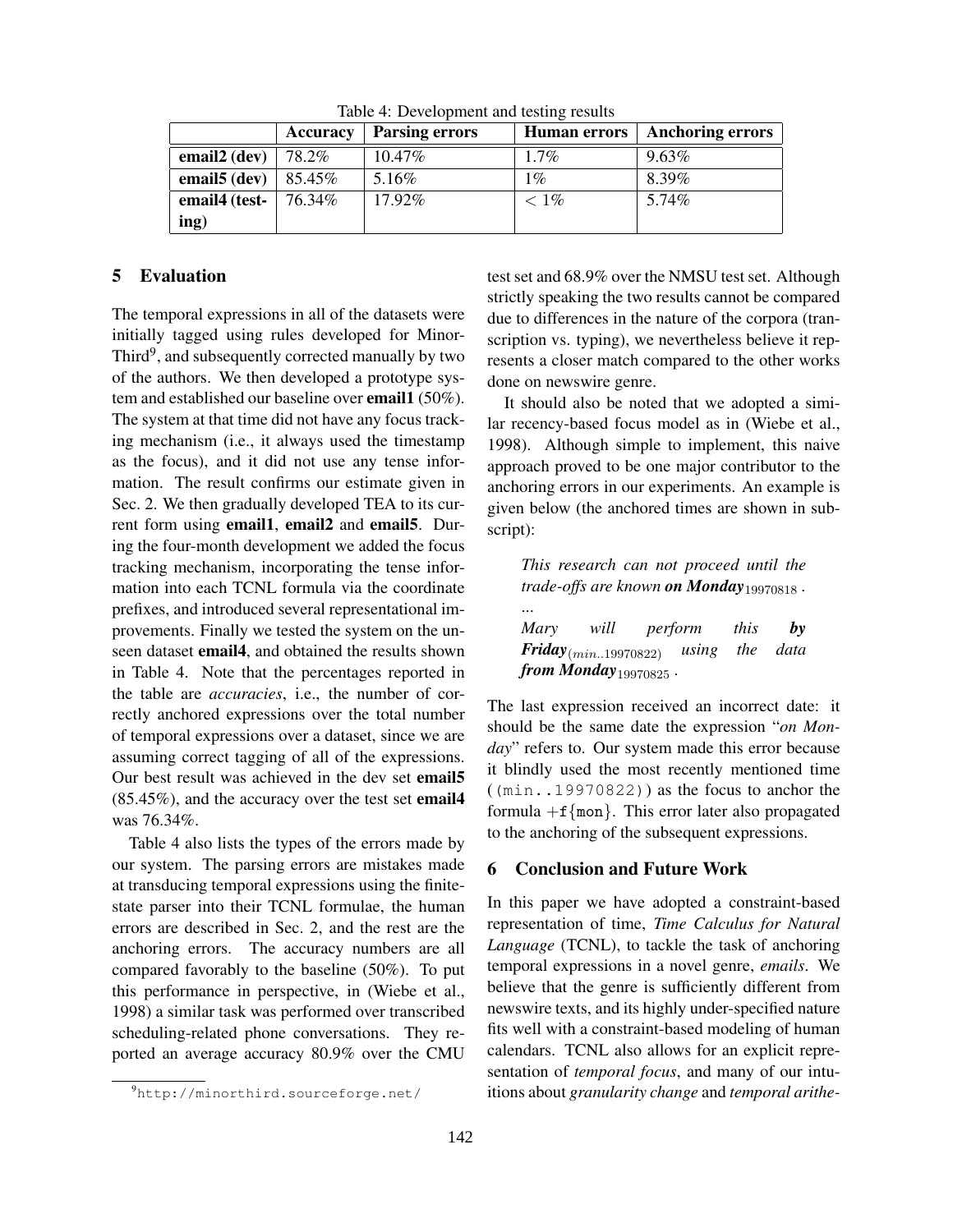Table 4: Development and testing results

| | Accuracy | Parsing errors | Human errors | Anchoring errors |
|---|---|---|---|---|
| **email2 (dev)** | 78.2% | 10.47% | 1.7% | 9.63% |
| **email5 (dev)** | 85.45% | 5.16% | 1% | 8.39% |
| **email4 (testing)** | 76.34% | 17.92% | $< 1\%$ | 5.74% |

## 5 Evaluation

The temporal expressions in all of the datasets were initially tagged using rules developed for MinorThird[9], and subsequently corrected manually by two of the authors. We then developed a prototype system and established our baseline over **email1** (50%). The system at that time did not have any focus tracking mechanism (i.e., it always used the timestamp as the focus), and it did not use any tense information. The result confirms our estimate given in Sec. 2. We then gradually developed TEA to its current form using **email1**, **email2** and **email5**. During the four-month development we added the focus tracking mechanism, incorporating the tense information into each TCNL formula via the coordinate prefixes, and introduced several representational improvements. Finally we tested the system on the unseen dataset **email4**, and obtained the results shown in Table 4. Note that the percentages reported in the table are *accuracies*, i.e., the number of correctly anchored expressions over the total number of temporal expressions over a dataset, since we are assuming correct tagging of all of the expressions. Our best result was achieved in the dev set **email5** (85.45%), and the accuracy over the test set **email4** was 76.34%.

Table 4 also lists the types of the errors made by our system. The parsing errors are mistakes made at transducing temporal expressions using the finite-state parser into their TCNL formulae, the human errors are described in Sec. 2, and the rest are the anchoring errors. The accuracy numbers are all compared favorably to the baseline (50%). To put this performance in perspective, in (Wiebe et al., 1998) a similar task was performed over transcribed scheduling-related phone conversations. They reported an average accuracy 80.9% over the CMU test set and 68.9% over the NMSU test set. Although strictly speaking the two results cannot be compared due to differences in the nature of the corpora (transcription vs. typing), we nevertheless believe it represents a closer match compared to the other works done on newswire genre.

It should also be noted that we adopted a similar recency-based focus model as in (Wiebe et al., 1998). Although simple to implement, this naive approach proved to be one major contributor to the anchoring errors in our experiments. An example is given below (the anchored times are shown in subscript):

> *This research can not proceed until the trade-offs are known* ***on Monday***$_{19970818}$ .
> ...
> *Mary will perform this* ***by Friday***$_{(min..19970822)}$ *using the data* ***from Monday***$_{19970825}$ .

The last expression received an incorrect date: it should be the same date the expression "*on Monday*" refers to. Our system made this error because it blindly used the most recently mentioned time (`(min..19970822)`) as the focus to anchor the formula $+$f{mon}. This error later also propagated to the anchoring of the subsequent expressions.

## 6 Conclusion and Future Work

In this paper we have adopted a constraint-based representation of time, *Time Calculus for Natural Language* (TCNL), to tackle the task of anchoring temporal expressions in a novel genre, *emails*. We believe that the genre is sufficiently different from newswire texts, and its highly under-specified nature fits well with a constraint-based modeling of human calendars. TCNL also allows for an explicit representation of *temporal focus*, and many of our intuitions about *granularity change* and *temporal arithe-*

[9] http://minorthird.sourceforge.net/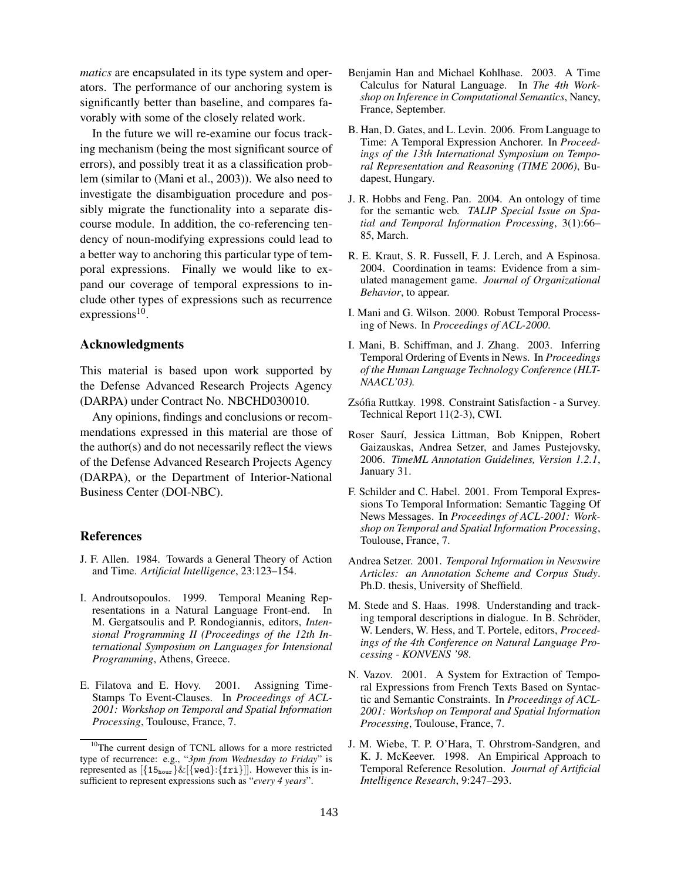*matics* are encapsulated in its type system and operators. The performance of our anchoring system is significantly better than baseline, and compares favorably with some of the closely related work.

In the future we will re-examine our focus tracking mechanism (being the most significant source of errors), and possibly treat it as a classification problem (similar to (Mani et al., 2003)). We also need to investigate the disambiguation procedure and possibly migrate the functionality into a separate discourse module. In addition, the co-referencing tendency of noun-modifying expressions could lead to a better way to anchoring this particular type of temporal expressions. Finally we would like to expand our coverage of temporal expressions to include other types of expressions such as recurrence expressions[10].

## Acknowledgments

This material is based upon work supported by the Defense Advanced Research Projects Agency (DARPA) under Contract No. NBCHD030010.

Any opinions, findings and conclusions or recommendations expressed in this material are those of the author(s) and do not necessarily reflect the views of the Defense Advanced Research Projects Agency (DARPA), or the Department of Interior-National Business Center (DOI-NBC).

## References

J. F. Allen. 1984. Towards a General Theory of Action and Time. *Artificial Intelligence*, 23:123–154.

I. Androutsopoulos. 1999. Temporal Meaning Representations in a Natural Language Front-end. In M. Gergatsoulis and P. Rondogiannis, editors, *Intensional Programming II (Proceedings of the 12th International Symposium on Languages for Intensional Programming*, Athens, Greece.

E. Filatova and E. Hovy. 2001. Assigning Time-Stamps To Event-Clauses. In *Proceedings of ACL-2001: Workshop on Temporal and Spatial Information Processing*, Toulouse, France, 7.

Benjamin Han and Michael Kohlhase. 2003. A Time Calculus for Natural Language. In *The 4th Workshop on Inference in Computational Semantics*, Nancy, France, September.

B. Han, D. Gates, and L. Levin. 2006. From Language to Time: A Temporal Expression Anchorer. In *Proceedings of the 13th International Symposium on Temporal Representation and Reasoning (TIME 2006)*, Budapest, Hungary.

J. R. Hobbs and Feng. Pan. 2004. An ontology of time for the semantic web. *TALIP Special Issue on Spatial and Temporal Information Processing*, 3(1):66–85, March.

R. E. Kraut, S. R. Fussell, F. J. Lerch, and A Espinosa. 2004. Coordination in teams: Evidence from a simulated management game. *Journal of Organizational Behavior*, to appear.

I. Mani and G. Wilson. 2000. Robust Temporal Processing of News. In *Proceedings of ACL-2000*.

I. Mani, B. Schiffman, and J. Zhang. 2003. Inferring Temporal Ordering of Events in News. In *Proceedings of the Human Language Technology Conference (HLT-NAACL'03)*.

Zsófia Ruttkay. 1998. Constraint Satisfaction - a Survey. Technical Report 11(2-3), CWI.

Roser Saurí, Jessica Littman, Bob Knippen, Robert Gaizauskas, Andrea Setzer, and James Pustejovsky, 2006. *TimeML Annotation Guidelines, Version 1.2.1*, January 31.

F. Schilder and C. Habel. 2001. From Temporal Expressions To Temporal Information: Semantic Tagging Of News Messages. In *Proceedings of ACL-2001: Workshop on Temporal and Spatial Information Processing*, Toulouse, France, 7.

Andrea Setzer. 2001. *Temporal Information in Newswire Articles: an Annotation Scheme and Corpus Study*. Ph.D. thesis, University of Sheffield.

M. Stede and S. Haas. 1998. Understanding and tracking temporal descriptions in dialogue. In B. Schröder, W. Lenders, W. Hess, and T. Portele, editors, *Proceedings of the 4th Conference on Natural Language Processing - KONVENS '98*.

N. Vazov. 2001. A System for Extraction of Temporal Expressions from French Texts Based on Syntactic and Semantic Constraints. In *Proceedings of ACL-2001: Workshop on Temporal and Spatial Information Processing*, Toulouse, France, 7.

J. M. Wiebe, T. P. O'Hara, T. Ohrstrom-Sandgren, and K. J. McKeever. 1998. An Empirical Approach to Temporal Reference Resolution. *Journal of Artificial Intelligence Research*, 9:247–293.

---

[10] The current design of TCNL allows for a more restricted type of recurrence: e.g., "*3pm from Wednesday to Friday*" is represented as $[\{15_{\mathtt{hour}}\}\&[\{\mathtt{wed}\}:\{\mathtt{fri}\}]]$. However this is insufficient to represent expressions such as "*every 4 years*".